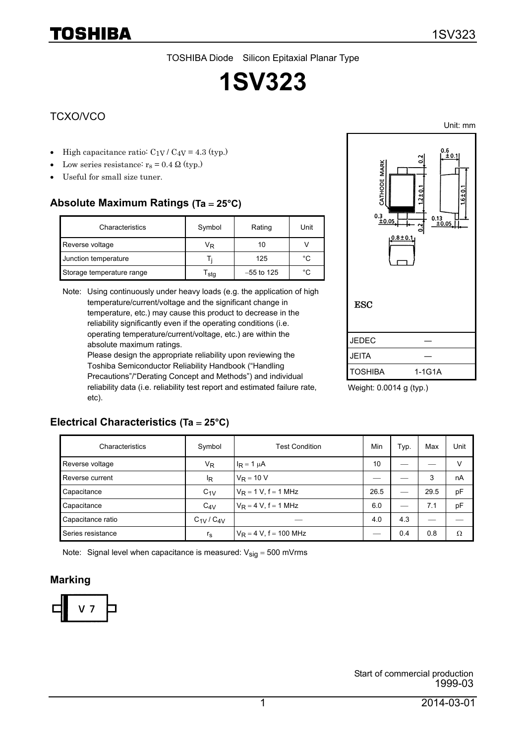TOSHIBA Diode Silicon Epitaxial Planar Type

# 1SV323

## TCXO/VCO

- High capacitance ratio: $C_{1V}$ / $C_{4V}$ = 4.3 (typ.)
- Low series resistance: $r_s$ = 0.4 Ω (typ.)
- Useful for small size tuner.

### Absolute Maximum Ratings (Ta = 25°C)

| Characteristics | Symbol | Rating | Unit |
|---|---|---|---|
| Reverse voltage | $V_R$ | 10 | V |
| Junction temperature | $T_j$ | 125 | °C |
| Storage temperature range | $T_{stg}$ | −55 to 125 | °C |

Note: Using continuously under heavy loads (e.g. the application of high temperature/current/voltage and the significant change in temperature, etc.) may cause this product to decrease in the reliability significantly even if the operating conditions (i.e. operating temperature/current/voltage, etc.) are within the absolute maximum ratings.
Please design the appropriate reliability upon reviewing the Toshiba Semiconductor Reliability Handbook ("Handling Precautions"/"Derating Concept and Methods") and individual reliability data (i.e. reliability test report and estimated failure rate, etc).

Unit: mm

CATHODE MARK

ESC

| | |
|---|---|
| JEDEC | ― |
| JEITA | ― |
| TOSHIBA | 1-1G1A |

Weight: 0.0014 g (typ.)

### Electrical Characteristics (Ta = 25°C)

| Characteristics | Symbol | Test Condition | Min | Typ. | Max | Unit |
|---|---|---|---|---|---|---|
| Reverse voltage | $V_R$ | $I_R$ = 1 μA | 10 | ― | ― | V |
| Reverse current | $I_R$ | $V_R$ = 10 V | ― | ― | 3 | nA |
| Capacitance | $C_{1V}$ | $V_R$ = 1 V, f = 1 MHz | 26.5 | ― | 29.5 | pF |
| Capacitance | $C_{4V}$ | $V_R$ = 4 V, f = 1 MHz | 6.0 | ― | 7.1 | pF |
| Capacitance ratio | $C_{1V}$ / $C_{4V}$ | ― | 4.0 | 4.3 | ― | ― |
| Series resistance | $r_s$ | $V_R$ = 4 V, f = 100 MHz | ― | 0.4 | 0.8 | Ω |

Note: Signal level when capacitance is measured: $V_{sig}$ = 500 mVrms

### Marking

V 7

Start of commercial production
1999-03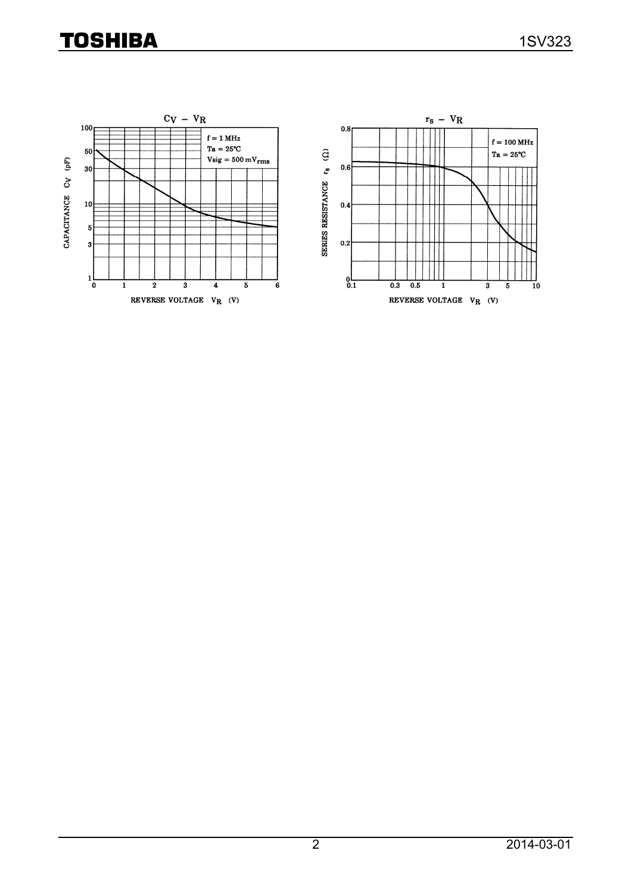## $C_V$ – $V_R$

f = 1 MHz
Ta = 25°C
Vsig = 500 mV$_{rms}$

CAPACITANCE $C_V$ (pF)

REVERSE VOLTAGE $V_R$ (V)

## $r_s$ – $V_R$

f = 100 MHz
Ta = 25°C

SERIES RESISTANCE $r_s$ (Ω)

REVERSE VOLTAGE $V_R$ (V)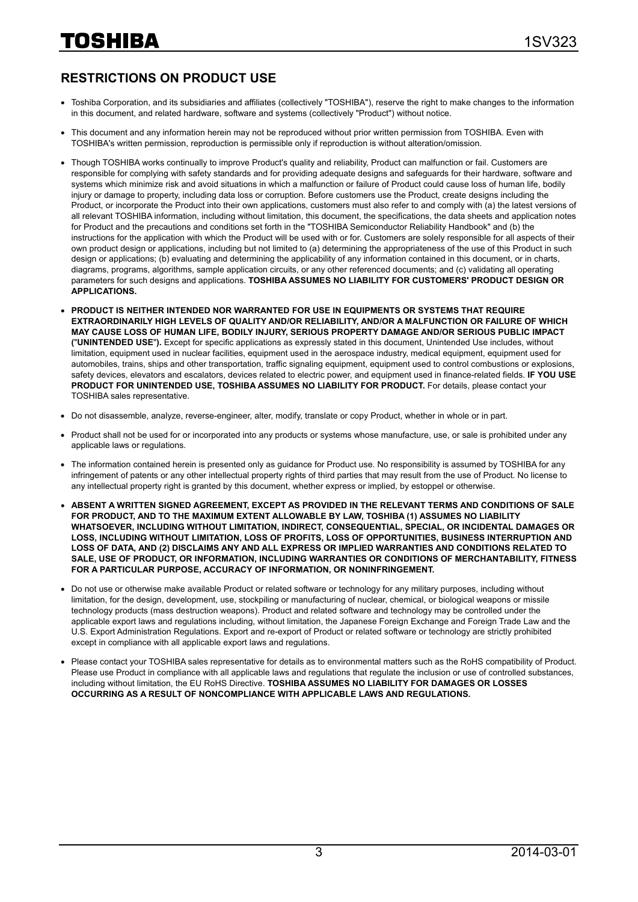## RESTRICTIONS ON PRODUCT USE

- Toshiba Corporation, and its subsidiaries and affiliates (collectively "TOSHIBA"), reserve the right to make changes to the information in this document, and related hardware, software and systems (collectively "Product") without notice.

- This document and any information herein may not be reproduced without prior written permission from TOSHIBA. Even with TOSHIBA's written permission, reproduction is permissible only if reproduction is without alteration/omission.

- Though TOSHIBA works continually to improve Product's quality and reliability, Product can malfunction or fail. Customers are responsible for complying with safety standards and for providing adequate designs and safeguards for their hardware, software and systems which minimize risk and avoid situations in which a malfunction or failure of Product could cause loss of human life, bodily injury or damage to property, including data loss or corruption. Before customers use the Product, create designs including the Product, or incorporate the Product into their own applications, customers must also refer to and comply with (a) the latest versions of all relevant TOSHIBA information, including without limitation, this document, the specifications, the data sheets and application notes for Product and the precautions and conditions set forth in the "TOSHIBA Semiconductor Reliability Handbook" and (b) the instructions for the application with which the Product will be used with or for. Customers are solely responsible for all aspects of their own product design or applications, including but not limited to (a) determining the appropriateness of the use of this Product in such design or applications; (b) evaluating and determining the applicability of any information contained in this document, or in charts, diagrams, programs, algorithms, sample application circuits, or any other referenced documents; and (c) validating all operating parameters for such designs and applications. **TOSHIBA ASSUMES NO LIABILITY FOR CUSTOMERS' PRODUCT DESIGN OR APPLICATIONS.**

- **PRODUCT IS NEITHER INTENDED NOR WARRANTED FOR USE IN EQUIPMENTS OR SYSTEMS THAT REQUIRE EXTRAORDINARILY HIGH LEVELS OF QUALITY AND/OR RELIABILITY, AND/OR A MALFUNCTION OR FAILURE OF WHICH MAY CAUSE LOSS OF HUMAN LIFE, BODILY INJURY, SERIOUS PROPERTY DAMAGE AND/OR SERIOUS PUBLIC IMPACT ("UNINTENDED USE").** Except for specific applications as expressly stated in this document, Unintended Use includes, without limitation, equipment used in nuclear facilities, equipment used in the aerospace industry, medical equipment, equipment used for automobiles, trains, ships and other transportation, traffic signaling equipment, equipment used to control combustions or explosions, safety devices, elevators and escalators, devices related to electric power, and equipment used in finance-related fields. **IF YOU USE PRODUCT FOR UNINTENDED USE, TOSHIBA ASSUMES NO LIABILITY FOR PRODUCT.** For details, please contact your TOSHIBA sales representative.

- Do not disassemble, analyze, reverse-engineer, alter, modify, translate or copy Product, whether in whole or in part.

- Product shall not be used for or incorporated into any products or systems whose manufacture, use, or sale is prohibited under any applicable laws or regulations.

- The information contained herein is presented only as guidance for Product use. No responsibility is assumed by TOSHIBA for any infringement of patents or any other intellectual property rights of third parties that may result from the use of Product. No license to any intellectual property right is granted by this document, whether express or implied, by estoppel or otherwise.

- **ABSENT A WRITTEN SIGNED AGREEMENT, EXCEPT AS PROVIDED IN THE RELEVANT TERMS AND CONDITIONS OF SALE FOR PRODUCT, AND TO THE MAXIMUM EXTENT ALLOWABLE BY LAW, TOSHIBA (1) ASSUMES NO LIABILITY WHATSOEVER, INCLUDING WITHOUT LIMITATION, INDIRECT, CONSEQUENTIAL, SPECIAL, OR INCIDENTAL DAMAGES OR LOSS, INCLUDING WITHOUT LIMITATION, LOSS OF PROFITS, LOSS OF OPPORTUNITIES, BUSINESS INTERRUPTION AND LOSS OF DATA, AND (2) DISCLAIMS ANY AND ALL EXPRESS OR IMPLIED WARRANTIES AND CONDITIONS RELATED TO SALE, USE OF PRODUCT, OR INFORMATION, INCLUDING WARRANTIES OR CONDITIONS OF MERCHANTABILITY, FITNESS FOR A PARTICULAR PURPOSE, ACCURACY OF INFORMATION, OR NONINFRINGEMENT.**

- Do not use or otherwise make available Product or related software or technology for any military purposes, including without limitation, for the design, development, use, stockpiling or manufacturing of nuclear, chemical, or biological weapons or missile technology products (mass destruction weapons). Product and related software and technology may be controlled under the applicable export laws and regulations including, without limitation, the Japanese Foreign Exchange and Foreign Trade Law and the U.S. Export Administration Regulations. Export and re-export of Product or related software or technology are strictly prohibited except in compliance with all applicable export laws and regulations.

- Please contact your TOSHIBA sales representative for details as to environmental matters such as the RoHS compatibility of Product. Please use Product in compliance with all applicable laws and regulations that regulate the inclusion or use of controlled substances, including without limitation, the EU RoHS Directive. **TOSHIBA ASSUMES NO LIABILITY FOR DAMAGES OR LOSSES OCCURRING AS A RESULT OF NONCOMPLIANCE WITH APPLICABLE LAWS AND REGULATIONS.**